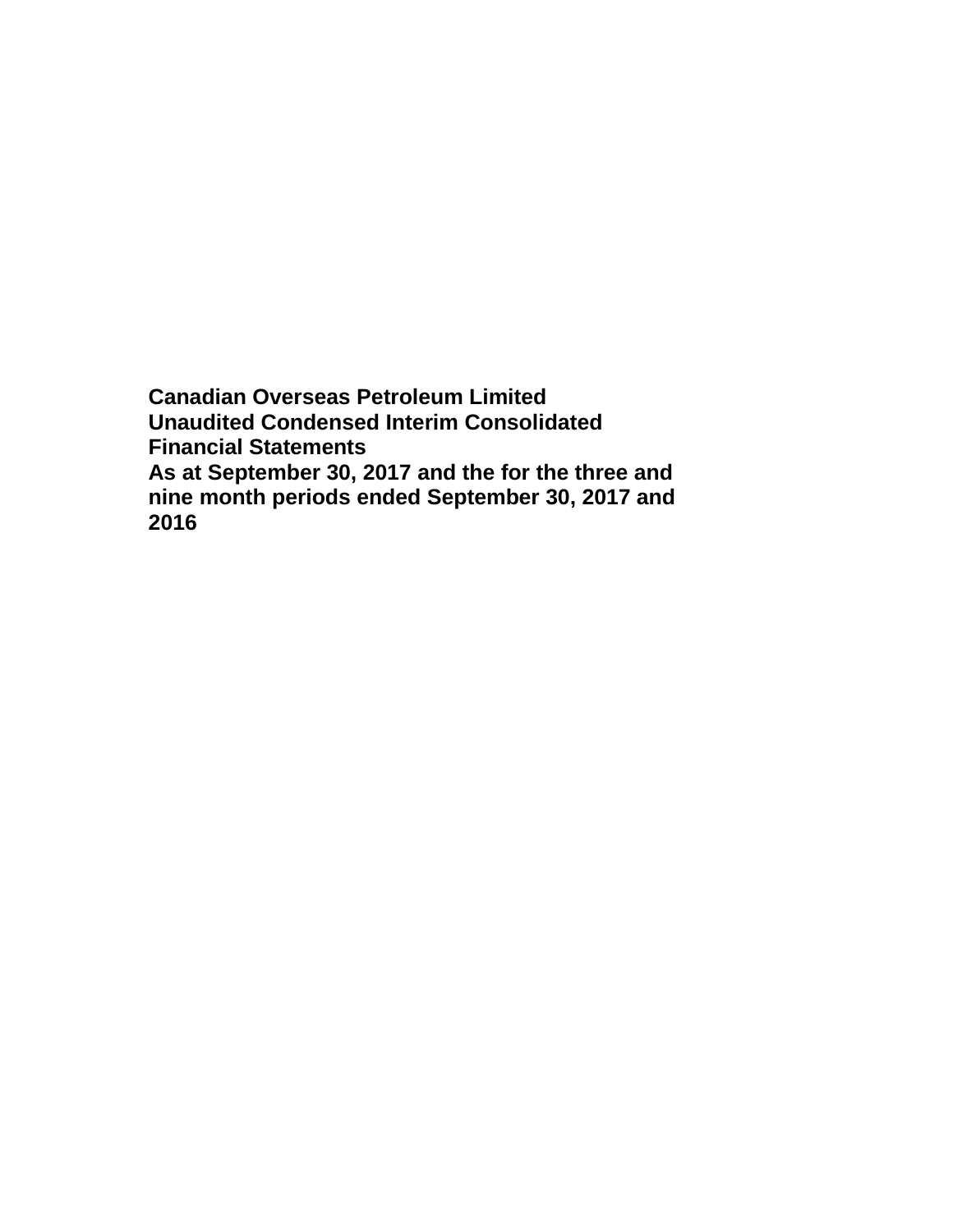**Canadian Overseas Petroleum Limited**
**Unaudited Condensed Interim Consolidated Financial Statements**
**As at September 30, 2017 and the for the three and nine month periods ended September 30, 2017 and 2016**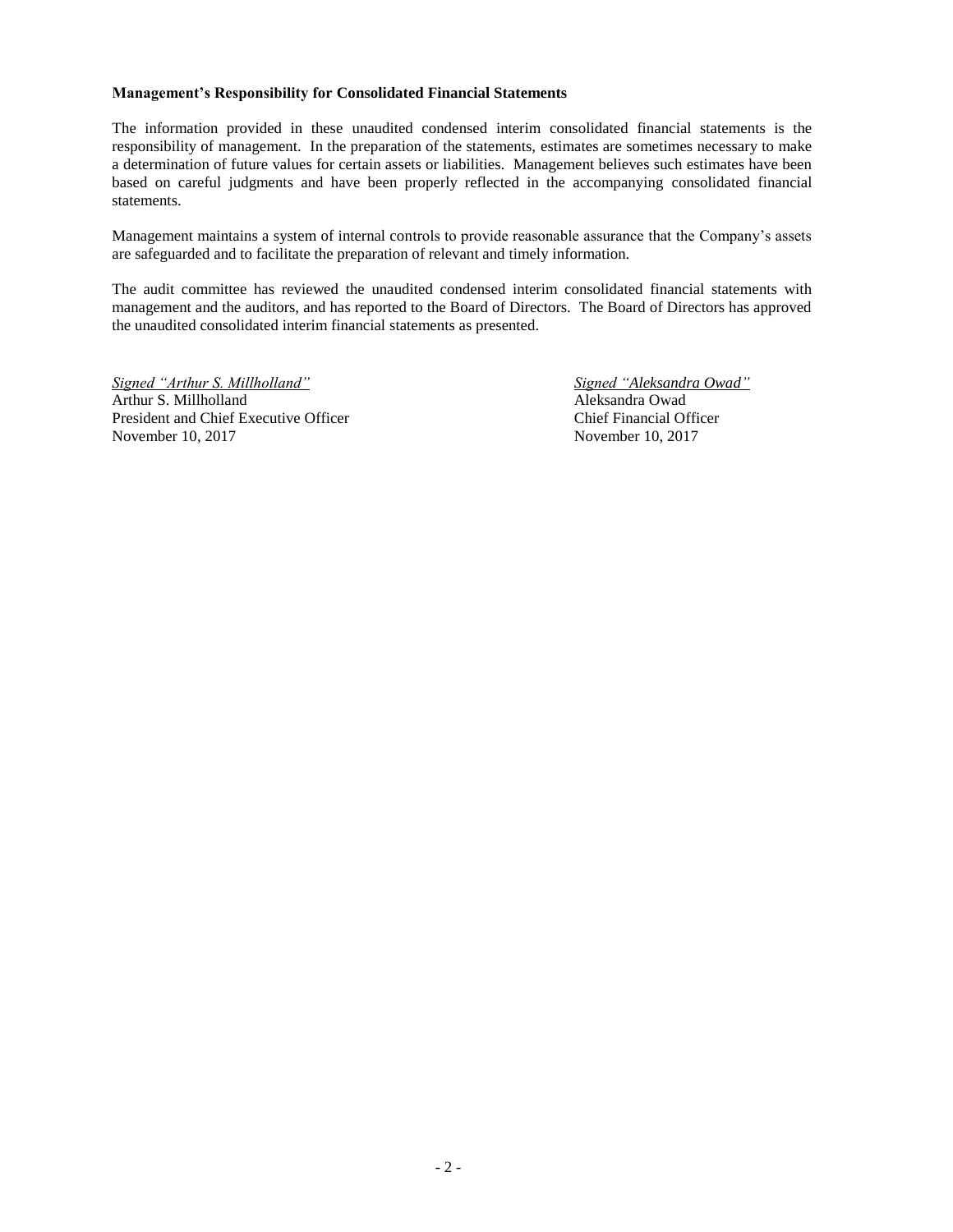**Management's Responsibility for Consolidated Financial Statements**

The information provided in these unaudited condensed interim consolidated financial statements is the responsibility of management. In the preparation of the statements, estimates are sometimes necessary to make a determination of future values for certain assets or liabilities. Management believes such estimates have been based on careful judgments and have been properly reflected in the accompanying consolidated financial statements.

Management maintains a system of internal controls to provide reasonable assurance that the Company's assets are safeguarded and to facilitate the preparation of relevant and timely information.

The audit committee has reviewed the unaudited condensed interim consolidated financial statements with management and the auditors, and has reported to the Board of Directors. The Board of Directors has approved the unaudited consolidated interim financial statements as presented.

*Signed "Arthur S. Millholland"*
Arthur S. Millholland
President and Chief Executive Officer
November 10, 2017

*Signed "Aleksandra Owad"*
Aleksandra Owad
Chief Financial Officer
November 10, 2017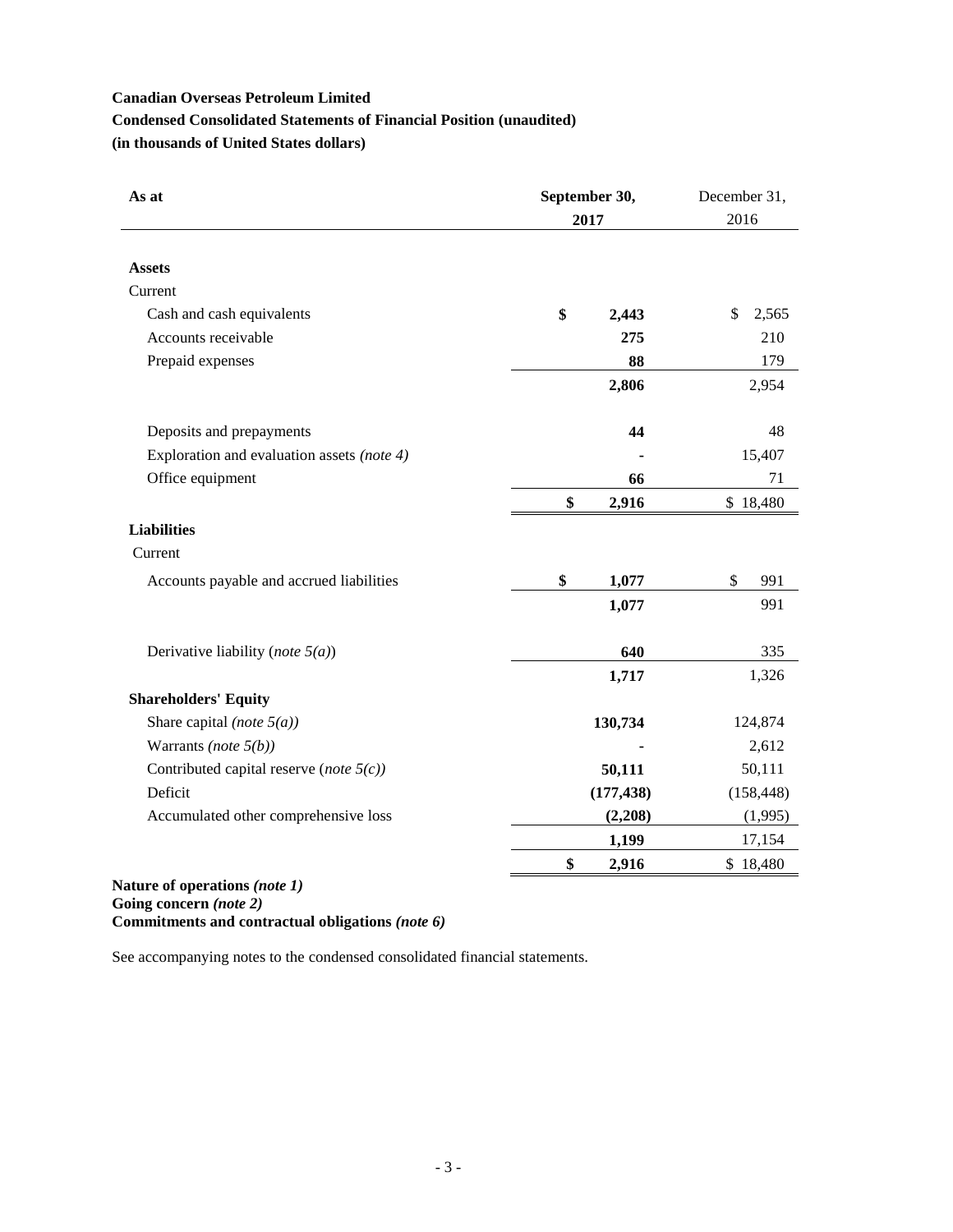**Canadian Overseas Petroleum Limited**

**Condensed Consolidated Statements of Financial Position (unaudited)**

**(in thousands of United States dollars)**

| **As at** | **September 30, 2017** | December 31, 2016 |
|---|---|---|
| **Assets** | | |
| Current | | |
| Cash and cash equivalents | **$ 2,443** | $ 2,565 |
| Accounts receivable | **275** | 210 |
| Prepaid expenses | **88** | 179 |
| | **2,806** | 2,954 |
| Deposits and prepayments | **44** | 48 |
| Exploration and evaluation assets *(note 4)* | **-** | 15,407 |
| Office equipment | **66** | 71 |
| | **$ 2,916** | $ 18,480 |
| **Liabilities** | | |
| Current | | |
| Accounts payable and accrued liabilities | **$ 1,077** | $ 991 |
| | **1,077** | 991 |
| Derivative liability (*note 5(a)*) | **640** | 335 |
| | **1,717** | 1,326 |
| **Shareholders' Equity** | | |
| Share capital *(note 5(a))* | **130,734** | 124,874 |
| Warrants *(note 5(b))* | **-** | 2,612 |
| Contributed capital reserve (*note 5(c))* | **50,111** | 50,111 |
| Deficit | **(177,438)** | (158,448) |
| Accumulated other comprehensive loss | **(2,208)** | (1,995) |
| | **1,199** | 17,154 |
| | **$ 2,916** | $ 18,480 |

**Nature of operations *(note 1)***
**Going concern *(note 2)***
**Commitments and contractual obligations *(note 6)***

See accompanying notes to the condensed consolidated financial statements.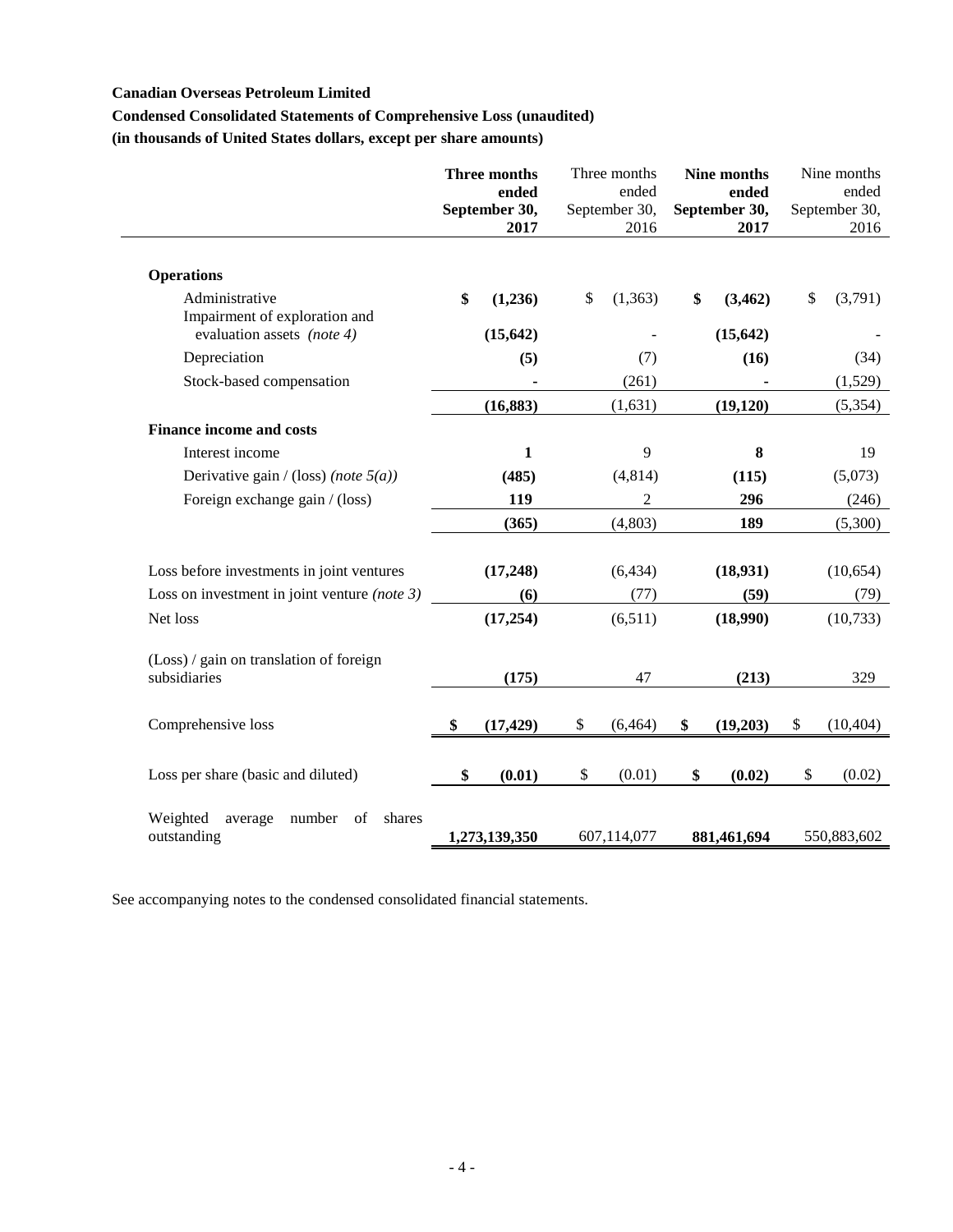**Canadian Overseas Petroleum Limited**

**Condensed Consolidated Statements of Comprehensive Loss (unaudited)**

**(in thousands of United States dollars, except per share amounts)**

| | **Three months ended September 30, 2017** | Three months ended September 30, 2016 | **Nine months ended September 30, 2017** | Nine months ended September 30, 2016 |
|---|---|---|---|---|
| **Operations** | | | | |
| Administrative | **$ (1,236)** | $ (1,363) | **$ (3,462)** | $ (3,791) |
| Impairment of exploration and evaluation assets *(note 4)* | **(15,642)** | - | **(15,642)** | - |
| Depreciation | **(5)** | (7) | **(16)** | (34) |
| Stock-based compensation | **-** | (261) | **-** | (1,529) |
| | **(16,883)** | (1,631) | **(19,120)** | (5,354) |
| **Finance income and costs** | | | | |
| Interest income | **1** | 9 | **8** | 19 |
| Derivative gain / (loss) *(note 5(a))* | **(485)** | (4,814) | **(115)** | (5,073) |
| Foreign exchange gain / (loss) | **119** | 2 | **296** | (246) |
| | **(365)** | (4,803) | **189** | (5,300) |
| Loss before investments in joint ventures | **(17,248)** | (6,434) | **(18,931)** | (10,654) |
| Loss on investment in joint venture *(note 3)* | **(6)** | (77) | **(59)** | (79) |
| Net loss | **(17,254)** | (6,511) | **(18,990)** | (10,733) |
| (Loss) / gain on translation of foreign subsidiaries | **(175)** | 47 | **(213)** | 329 |
| Comprehensive loss | **$ (17,429)** | $ (6,464) | **$ (19,203)** | $ (10,404) |
| Loss per share (basic and diluted) | **$ (0.01)** | $ (0.01) | **$ (0.02)** | $ (0.02) |
| Weighted average number of shares outstanding | **1,273,139,350** | 607,114,077 | **881,461,694** | 550,883,602 |

See accompanying notes to the condensed consolidated financial statements.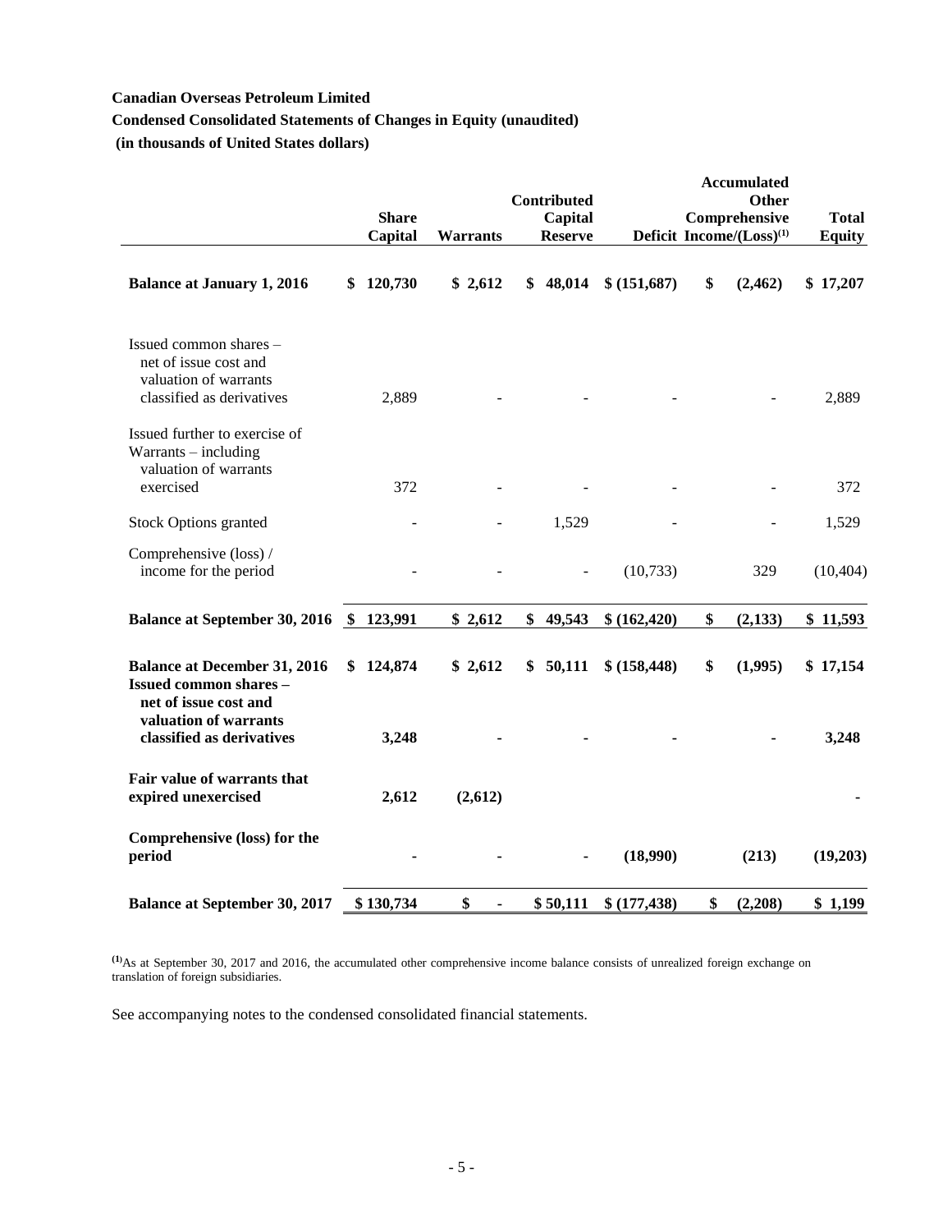**Canadian Overseas Petroleum Limited**

**Condensed Consolidated Statements of Changes in Equity (unaudited)**

**(in thousands of United States dollars)**

| | Share Capital | Warrants | Contributed Capital Reserve | Deficit | Accumulated Other Comprehensive Income/(Loss)[1] | Total Equity |
|---|---|---|---|---|---|---|
| **Balance at January 1, 2016** | **$ 120,730** | **$ 2,612** | **$ 48,014** | **$ (151,687)** | **$ (2,462)** | **$ 17,207** |
| Issued common shares – net of issue cost and valuation of warrants classified as derivatives | 2,889 | - | - | - | - | 2,889 |
| Issued further to exercise of Warrants – including valuation of warrants exercised | 372 | - | - | - | - | 372 |
| Stock Options granted | - | - | 1,529 | - | - | 1,529 |
| Comprehensive (loss) / income for the period | - | - | - | (10,733) | 329 | (10,404) |
| **Balance at September 30, 2016** | **$ 123,991** | **$ 2,612** | **$ 49,543** | **$ (162,420)** | **$ (2,133)** | **$ 11,593** |
| **Balance at December 31, 2016** | **$ 124,874** | **$ 2,612** | **$ 50,111** | **$ (158,448)** | **$ (1,995)** | **$ 17,154** |
| **Issued common shares – net of issue cost and valuation of warrants classified as derivatives** | **3,248** | **-** | **-** | **-** | **-** | **3,248** |
| **Fair value of warrants that expired unexercised** | **2,612** | **(2,612)** | | | | **-** |
| **Comprehensive (loss) for the period** | **-** | **-** | **-** | **(18,990)** | **(213)** | **(19,203)** |
| **Balance at September 30, 2017** | **$ 130,734** | **$ -** | **$ 50,111** | **$ (177,438)** | **$ (2,208)** | **$ 1,199** |

[1] As at September 30, 2017 and 2016, the accumulated other comprehensive income balance consists of unrealized foreign exchange on translation of foreign subsidiaries.

See accompanying notes to the condensed consolidated financial statements.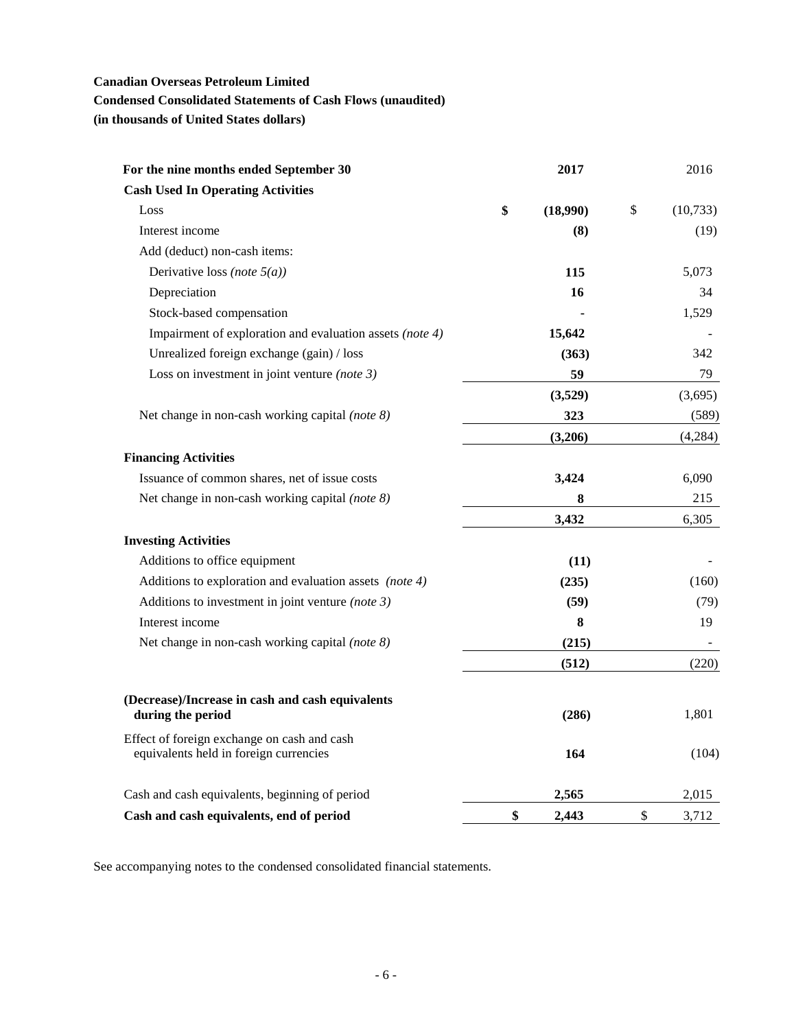**Canadian Overseas Petroleum Limited**

**Condensed Consolidated Statements of Cash Flows (unaudited)**

**(in thousands of United States dollars)**

| For the nine months ended September 30 | 2017 | 2016 |
|---|---|---|
| **Cash Used In Operating Activities** | | |
| Loss | **$ (18,990)** | $ (10,733) |
| Interest income | **(8)** | (19) |
| Add (deduct) non-cash items: | | |
| Derivative loss *(note 5(a))* | **115** | 5,073 |
| Depreciation | **16** | 34 |
| Stock-based compensation | **-** | 1,529 |
| Impairment of exploration and evaluation assets *(note 4)* | **15,642** | - |
| Unrealized foreign exchange (gain) / loss | **(363)** | 342 |
| Loss on investment in joint venture *(note 3)* | **59** | 79 |
| | **(3,529)** | (3,695) |
| Net change in non-cash working capital *(note 8)* | **323** | (589) |
| | **(3,206)** | (4,284) |
| **Financing Activities** | | |
| Issuance of common shares, net of issue costs | **3,424** | 6,090 |
| Net change in non-cash working capital *(note 8)* | **8** | 215 |
| | **3,432** | 6,305 |
| **Investing Activities** | | |
| Additions to office equipment | **(11)** | - |
| Additions to exploration and evaluation assets *(note 4)* | **(235)** | (160) |
| Additions to investment in joint venture *(note 3)* | **(59)** | (79) |
| Interest income | **8** | 19 |
| Net change in non-cash working capital *(note 8)* | **(215)** | - |
| | **(512)** | (220) |
| **(Decrease)/Increase in cash and cash equivalents during the period** | **(286)** | 1,801 |
| Effect of foreign exchange on cash and cash equivalents held in foreign currencies | **164** | (104) |
| Cash and cash equivalents, beginning of period | **2,565** | 2,015 |
| **Cash and cash equivalents, end of period** | **$ 2,443** | $ 3,712 |

See accompanying notes to the condensed consolidated financial statements.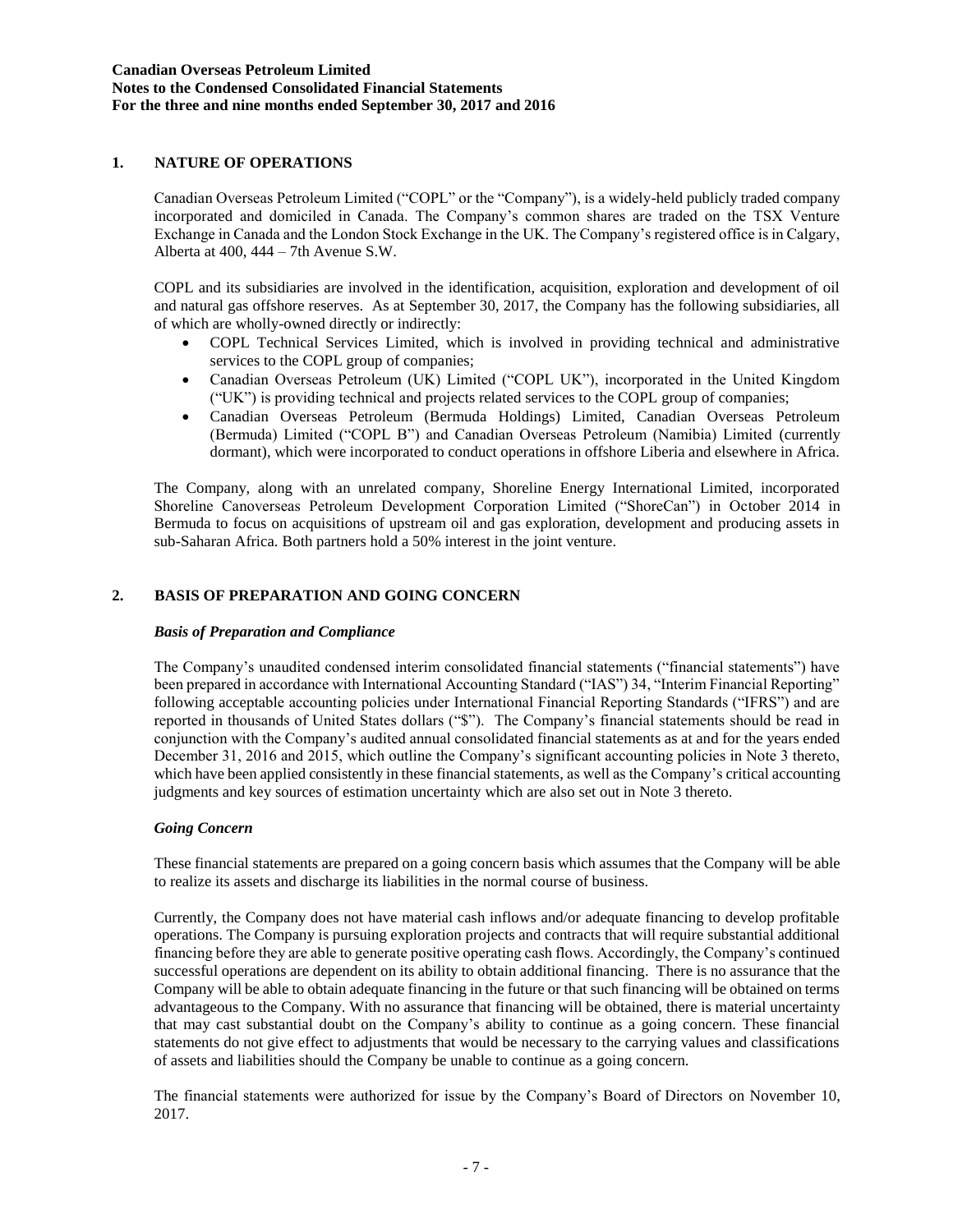## 1. NATURE OF OPERATIONS

Canadian Overseas Petroleum Limited ("COPL" or the "Company"), is a widely-held publicly traded company incorporated and domiciled in Canada. The Company's common shares are traded on the TSX Venture Exchange in Canada and the London Stock Exchange in the UK. The Company's registered office is in Calgary, Alberta at 400, 444 – 7th Avenue S.W.

COPL and its subsidiaries are involved in the identification, acquisition, exploration and development of oil and natural gas offshore reserves. As at September 30, 2017, the Company has the following subsidiaries, all of which are wholly-owned directly or indirectly:

- COPL Technical Services Limited, which is involved in providing technical and administrative services to the COPL group of companies;
- Canadian Overseas Petroleum (UK) Limited ("COPL UK"), incorporated in the United Kingdom ("UK") is providing technical and projects related services to the COPL group of companies;
- Canadian Overseas Petroleum (Bermuda Holdings) Limited, Canadian Overseas Petroleum (Bermuda) Limited ("COPL B") and Canadian Overseas Petroleum (Namibia) Limited (currently dormant), which were incorporated to conduct operations in offshore Liberia and elsewhere in Africa.

The Company, along with an unrelated company, Shoreline Energy International Limited, incorporated Shoreline Canoverseas Petroleum Development Corporation Limited ("ShoreCan") in October 2014 in Bermuda to focus on acquisitions of upstream oil and gas exploration, development and producing assets in sub-Saharan Africa. Both partners hold a 50% interest in the joint venture.

## 2. BASIS OF PREPARATION AND GOING CONCERN

### *Basis of Preparation and Compliance*

The Company's unaudited condensed interim consolidated financial statements ("financial statements") have been prepared in accordance with International Accounting Standard ("IAS") 34, "Interim Financial Reporting" following acceptable accounting policies under International Financial Reporting Standards ("IFRS") and are reported in thousands of United States dollars ("$"). The Company's financial statements should be read in conjunction with the Company's audited annual consolidated financial statements as at and for the years ended December 31, 2016 and 2015, which outline the Company's significant accounting policies in Note 3 thereto, which have been applied consistently in these financial statements, as well as the Company's critical accounting judgments and key sources of estimation uncertainty which are also set out in Note 3 thereto.

### *Going Concern*

These financial statements are prepared on a going concern basis which assumes that the Company will be able to realize its assets and discharge its liabilities in the normal course of business.

Currently, the Company does not have material cash inflows and/or adequate financing to develop profitable operations. The Company is pursuing exploration projects and contracts that will require substantial additional financing before they are able to generate positive operating cash flows. Accordingly, the Company's continued successful operations are dependent on its ability to obtain additional financing. There is no assurance that the Company will be able to obtain adequate financing in the future or that such financing will be obtained on terms advantageous to the Company. With no assurance that financing will be obtained, there is material uncertainty that may cast substantial doubt on the Company's ability to continue as a going concern. These financial statements do not give effect to adjustments that would be necessary to the carrying values and classifications of assets and liabilities should the Company be unable to continue as a going concern.

The financial statements were authorized for issue by the Company's Board of Directors on November 10, 2017.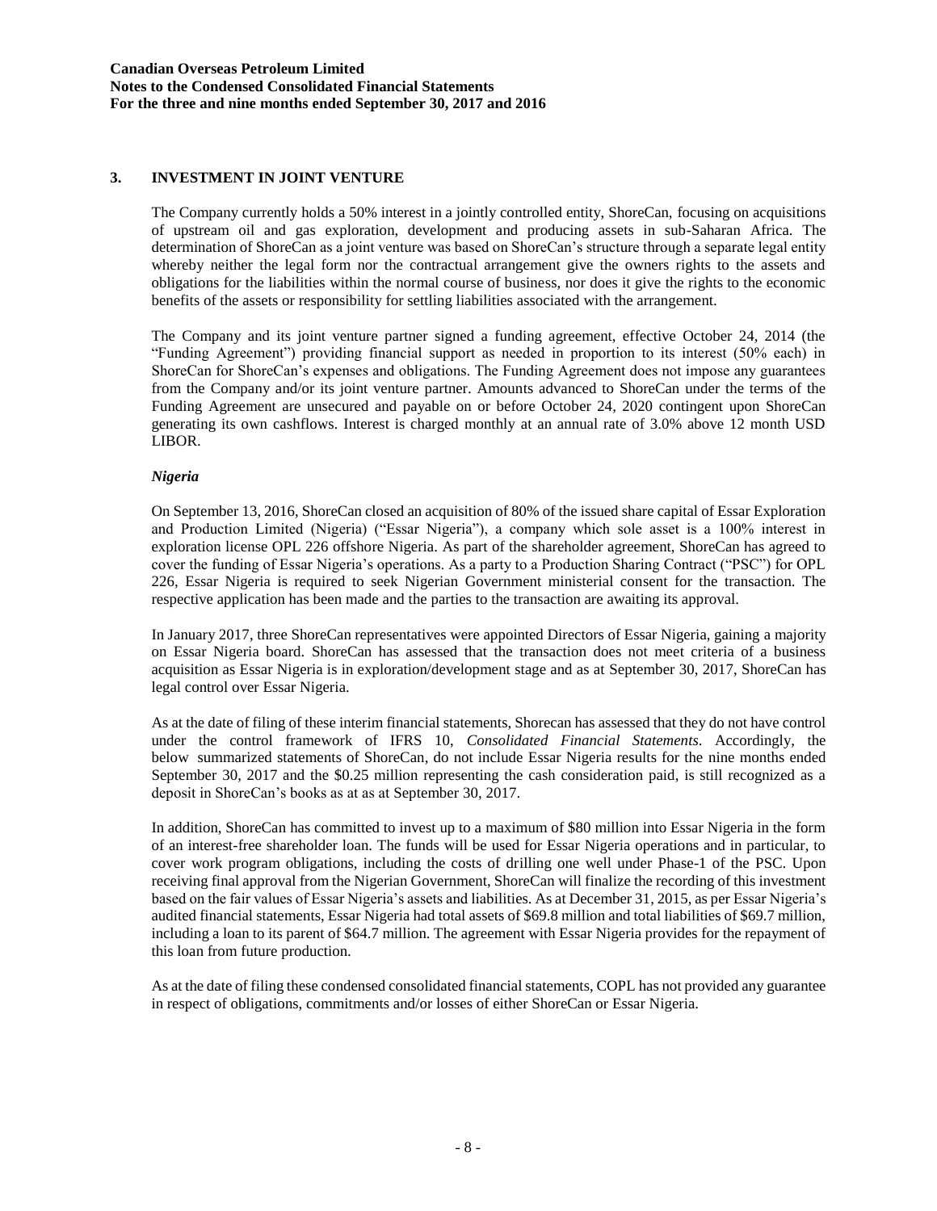## 3. INVESTMENT IN JOINT VENTURE

The Company currently holds a 50% interest in a jointly controlled entity, ShoreCan, focusing on acquisitions of upstream oil and gas exploration, development and producing assets in sub-Saharan Africa. The determination of ShoreCan as a joint venture was based on ShoreCan's structure through a separate legal entity whereby neither the legal form nor the contractual arrangement give the owners rights to the assets and obligations for the liabilities within the normal course of business, nor does it give the rights to the economic benefits of the assets or responsibility for settling liabilities associated with the arrangement.

The Company and its joint venture partner signed a funding agreement, effective October 24, 2014 (the "Funding Agreement") providing financial support as needed in proportion to its interest (50% each) in ShoreCan for ShoreCan's expenses and obligations. The Funding Agreement does not impose any guarantees from the Company and/or its joint venture partner. Amounts advanced to ShoreCan under the terms of the Funding Agreement are unsecured and payable on or before October 24, 2020 contingent upon ShoreCan generating its own cashflows. Interest is charged monthly at an annual rate of 3.0% above 12 month USD LIBOR.

### *Nigeria*

On September 13, 2016, ShoreCan closed an acquisition of 80% of the issued share capital of Essar Exploration and Production Limited (Nigeria) ("Essar Nigeria"), a company which sole asset is a 100% interest in exploration license OPL 226 offshore Nigeria. As part of the shareholder agreement, ShoreCan has agreed to cover the funding of Essar Nigeria's operations. As a party to a Production Sharing Contract ("PSC") for OPL 226, Essar Nigeria is required to seek Nigerian Government ministerial consent for the transaction. The respective application has been made and the parties to the transaction are awaiting its approval.

In January 2017, three ShoreCan representatives were appointed Directors of Essar Nigeria, gaining a majority on Essar Nigeria board. ShoreCan has assessed that the transaction does not meet criteria of a business acquisition as Essar Nigeria is in exploration/development stage and as at September 30, 2017, ShoreCan has legal control over Essar Nigeria.

As at the date of filing of these interim financial statements, Shorecan has assessed that they do not have control under the control framework of IFRS 10, *Consolidated Financial Statements*. Accordingly, the below summarized statements of ShoreCan, do not include Essar Nigeria results for the nine months ended September 30, 2017 and the $0.25 million representing the cash consideration paid, is still recognized as a deposit in ShoreCan's books as at as at September 30, 2017.

In addition, ShoreCan has committed to invest up to a maximum of $80 million into Essar Nigeria in the form of an interest-free shareholder loan. The funds will be used for Essar Nigeria operations and in particular, to cover work program obligations, including the costs of drilling one well under Phase-1 of the PSC. Upon receiving final approval from the Nigerian Government, ShoreCan will finalize the recording of this investment based on the fair values of Essar Nigeria's assets and liabilities. As at December 31, 2015, as per Essar Nigeria's audited financial statements, Essar Nigeria had total assets of $69.8 million and total liabilities of $69.7 million, including a loan to its parent of $64.7 million. The agreement with Essar Nigeria provides for the repayment of this loan from future production.

As at the date of filing these condensed consolidated financial statements, COPL has not provided any guarantee in respect of obligations, commitments and/or losses of either ShoreCan or Essar Nigeria.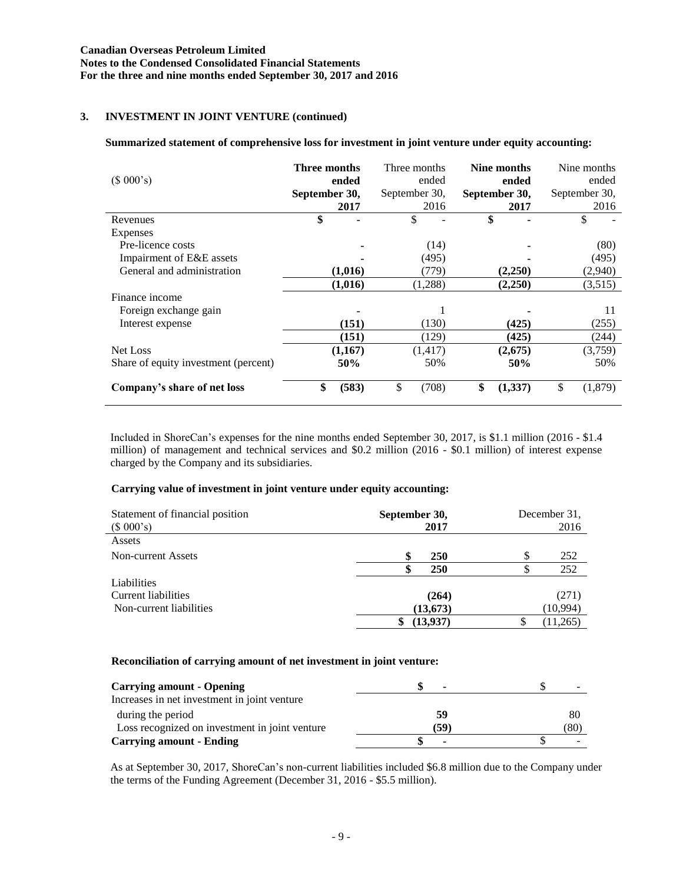## 3. INVESTMENT IN JOINT VENTURE (continued)

**Summarized statement of comprehensive loss for investment in joint venture under equity accounting:**

| ($ 000's) | **Three months ended September 30, 2017** | Three months ended September 30, 2016 | **Nine months ended September 30, 2017** | Nine months ended September 30, 2016 |
|---|---|---|---|---|
| Revenues | **$ -** | $ - | **$ -** | $ - |
| Expenses | | | | |
| Pre-licence costs | **-** | (14) | **-** | (80) |
| Impairment of E&E assets | **-** | (495) | **-** | (495) |
| General and administration | **(1,016)** | (779) | **(2,250)** | (2,940) |
| | **(1,016)** | (1,288) | **(2,250)** | (3,515) |
| Finance income | | | | |
| Foreign exchange gain | **-** | 1 | **-** | 11 |
| Interest expense | **(151)** | (130) | **(425)** | (255) |
| | **(151)** | (129) | **(425)** | (244) |
| Net Loss | **(1,167)** | (1,417) | **(2,675)** | (3,759) |
| Share of equity investment (percent) | **50%** | 50% | **50%** | 50% |
| **Company's share of net loss** | **$ (583)** | $ (708) | **$ (1,337)** | $ (1,879) |

Included in ShoreCan's expenses for the nine months ended September 30, 2017, is $1.1 million (2016 - $1.4 million) of management and technical services and $0.2 million (2016 - $0.1 million) of interest expense charged by the Company and its subsidiaries.

**Carrying value of investment in joint venture under equity accounting:**

| Statement of financial position ($ 000's) | **September 30, 2017** | December 31, 2016 |
|---|---|---|
| Assets | | |
| Non-current Assets | **$ 250** | $ 252 |
| | **$ 250** | $ 252 |
| Liabilities | | |
| Current liabilities | **(264)** | (271) |
| Non-current liabilities | **(13,673)** | (10,994) |
| | **$ (13,937)** | $ (11,265) |

**Reconciliation of carrying amount of net investment in joint venture:**

| | | |
|---|---|---|
| **Carrying amount - Opening** | **$ -** | $ - |
| Increases in net investment in joint venture during the period | **59** | 80 |
| Loss recognized on investment in joint venture | **(59)** | (80) |
| **Carrying amount - Ending** | **$ -** | $ - |

As at September 30, 2017, ShoreCan's non-current liabilities included $6.8 million due to the Company under the terms of the Funding Agreement (December 31, 2016 - $5.5 million).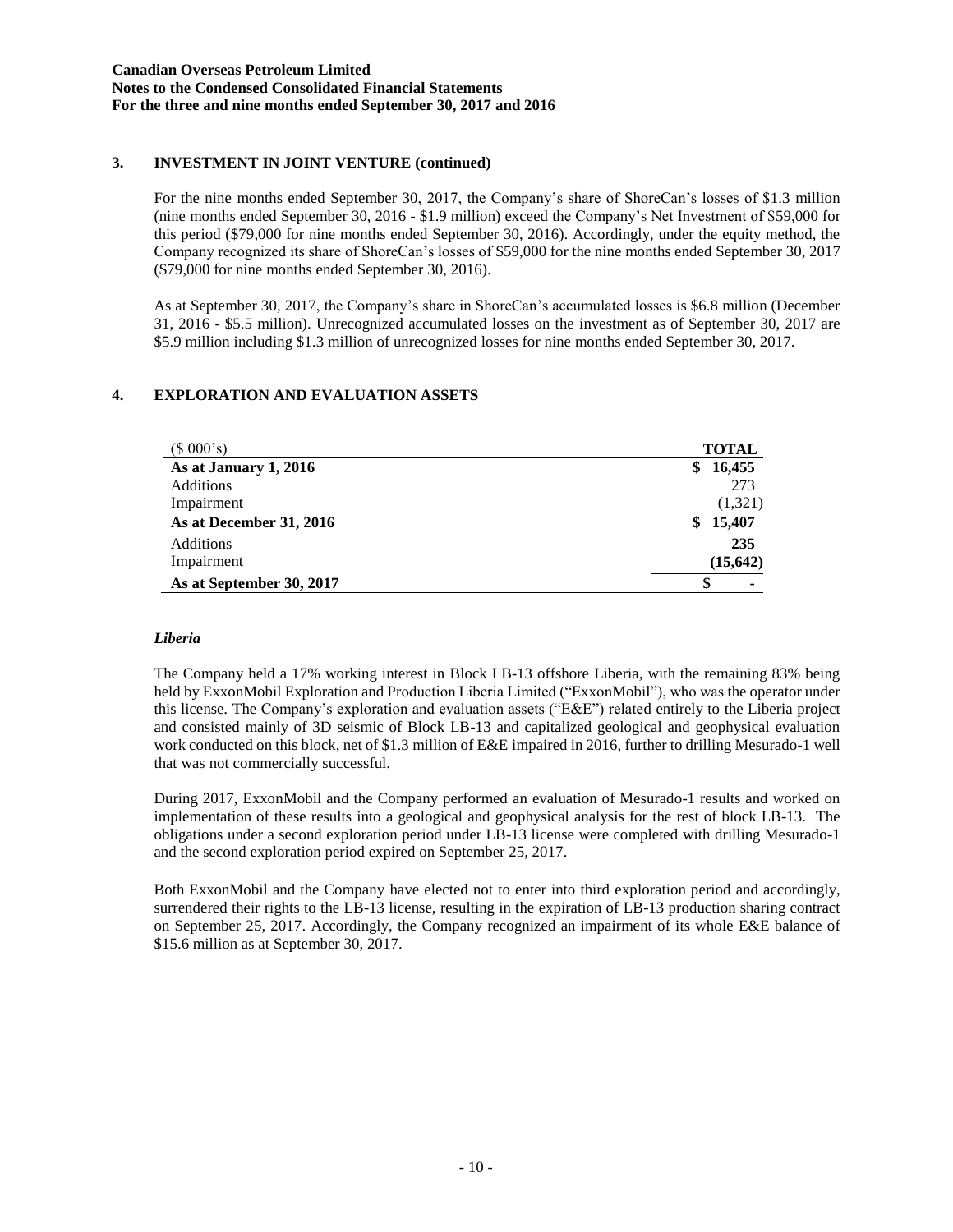## 3. INVESTMENT IN JOINT VENTURE (continued)

For the nine months ended September 30, 2017, the Company's share of ShoreCan's losses of $1.3 million (nine months ended September 30, 2016 - $1.9 million) exceed the Company's Net Investment of $59,000 for this period ($79,000 for nine months ended September 30, 2016). Accordingly, under the equity method, the Company recognized its share of ShoreCan's losses of $59,000 for the nine months ended September 30, 2017 ($79,000 for nine months ended September 30, 2016).

As at September 30, 2017, the Company's share in ShoreCan's accumulated losses is $6.8 million (December 31, 2016 - $5.5 million). Unrecognized accumulated losses on the investment as of September 30, 2017 are $5.9 million including $1.3 million of unrecognized losses for nine months ended September 30, 2017.

## 4. EXPLORATION AND EVALUATION ASSETS

| ($ 000's) | TOTAL |
|---|---|
| **As at January 1, 2016** | **$ 16,455** |
| Additions | 273 |
| Impairment | (1,321) |
| **As at December 31, 2016** | **$ 15,407** |
| Additions | **235** |
| Impairment | **(15,642)** |
| **As at September 30, 2017** | **$ -** |

### *Liberia*

The Company held a 17% working interest in Block LB-13 offshore Liberia, with the remaining 83% being held by ExxonMobil Exploration and Production Liberia Limited ("ExxonMobil"), who was the operator under this license. The Company's exploration and evaluation assets ("E&E") related entirely to the Liberia project and consisted mainly of 3D seismic of Block LB-13 and capitalized geological and geophysical evaluation work conducted on this block, net of $1.3 million of E&E impaired in 2016, further to drilling Mesurado-1 well that was not commercially successful.

During 2017, ExxonMobil and the Company performed an evaluation of Mesurado-1 results and worked on implementation of these results into a geological and geophysical analysis for the rest of block LB-13. The obligations under a second exploration period under LB-13 license were completed with drilling Mesurado-1 and the second exploration period expired on September 25, 2017.

Both ExxonMobil and the Company have elected not to enter into third exploration period and accordingly, surrendered their rights to the LB-13 license, resulting in the expiration of LB-13 production sharing contract on September 25, 2017. Accordingly, the Company recognized an impairment of its whole E&E balance of $15.6 million as at September 30, 2017.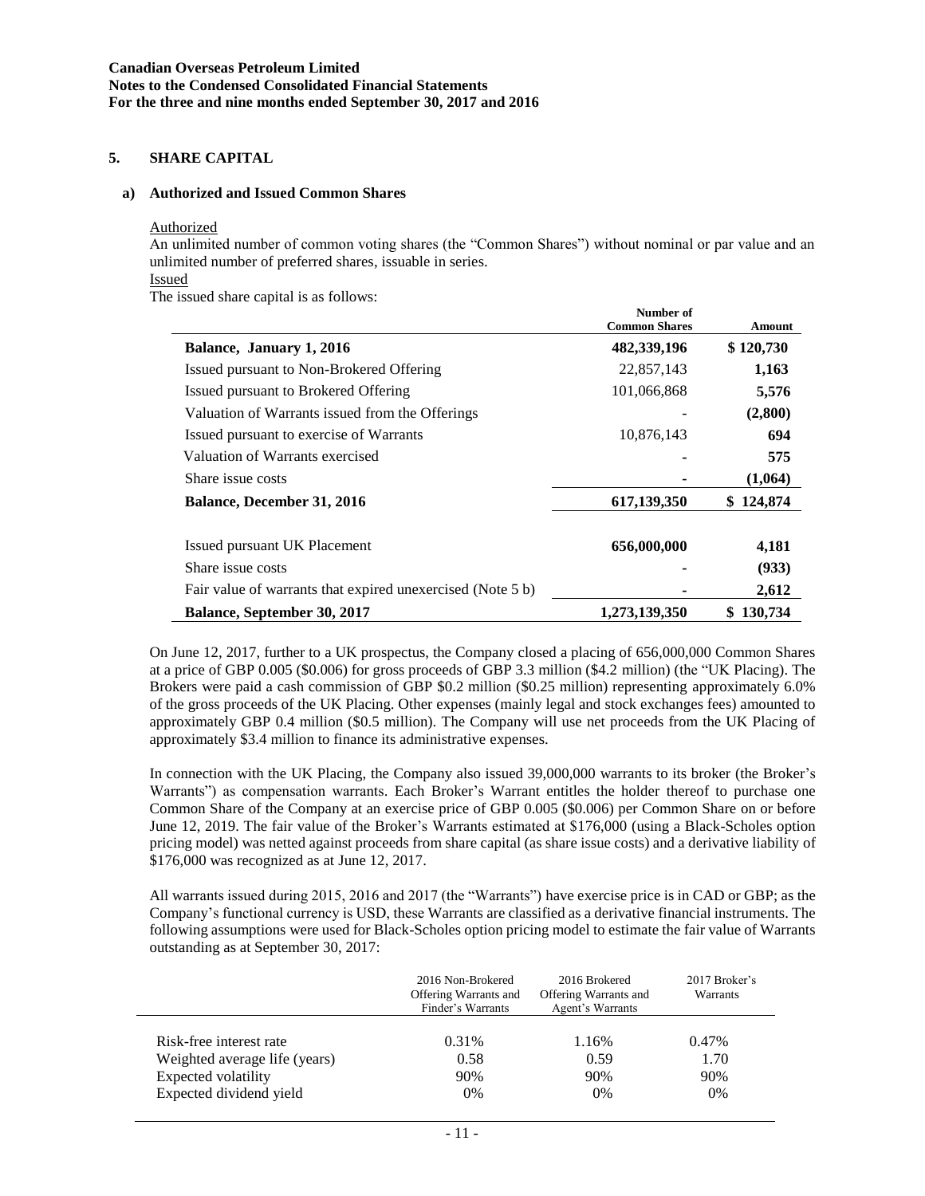## 5. SHARE CAPITAL

### a) Authorized and Issued Common Shares

Authorized

An unlimited number of common voting shares (the "Common Shares") without nominal or par value and an unlimited number of preferred shares, issuable in series.

Issued

The issued share capital is as follows:

| | Number of Common Shares | Amount |
|---|---|---|
| **Balance, January 1, 2016** | **482,339,196** | **$ 120,730** |
| Issued pursuant to Non-Brokered Offering | 22,857,143 | **1,163** |
| Issued pursuant to Brokered Offering | 101,066,868 | **5,576** |
| Valuation of Warrants issued from the Offerings | - | **(2,800)** |
| Issued pursuant to exercise of Warrants | 10,876,143 | **694** |
| Valuation of Warrants exercised | - | **575** |
| Share issue costs | - | **(1,064)** |
| **Balance, December 31, 2016** | **617,139,350** | **$ 124,874** |
| | | |
| Issued pursuant UK Placement | **656,000,000** | **4,181** |
| Share issue costs | - | **(933)** |
| Fair value of warrants that expired unexercised (Note 5 b) | - | **2,612** |
| **Balance, September 30, 2017** | **1,273,139,350** | **$ 130,734** |

On June 12, 2017, further to a UK prospectus, the Company closed a placing of 656,000,000 Common Shares at a price of GBP 0.005 ($0.006) for gross proceeds of GBP 3.3 million ($4.2 million) (the "UK Placing). The Brokers were paid a cash commission of GBP $0.2 million ($0.25 million) representing approximately 6.0% of the gross proceeds of the UK Placing. Other expenses (mainly legal and stock exchanges fees) amounted to approximately GBP 0.4 million ($0.5 million). The Company will use net proceeds from the UK Placing of approximately $3.4 million to finance its administrative expenses.

In connection with the UK Placing, the Company also issued 39,000,000 warrants to its broker (the Broker's Warrants") as compensation warrants. Each Broker's Warrant entitles the holder thereof to purchase one Common Share of the Company at an exercise price of GBP 0.005 ($0.006) per Common Share on or before June 12, 2019. The fair value of the Broker's Warrants estimated at $176,000 (using a Black-Scholes option pricing model) was netted against proceeds from share capital (as share issue costs) and a derivative liability of $176,000 was recognized as at June 12, 2017.

All warrants issued during 2015, 2016 and 2017 (the "Warrants") have exercise price is in CAD or GBP; as the Company's functional currency is USD, these Warrants are classified as a derivative financial instruments. The following assumptions were used for Black-Scholes option pricing model to estimate the fair value of Warrants outstanding as at September 30, 2017:

| | 2016 Non-Brokered Offering Warrants and Finder's Warrants | 2016 Brokered Offering Warrants and Agent's Warrants | 2017 Broker's Warrants |
|---|---|---|---|
| Risk-free interest rate | 0.31% | 1.16% | 0.47% |
| Weighted average life (years) | 0.58 | 0.59 | 1.70 |
| Expected volatility | 90% | 90% | 90% |
| Expected dividend yield | 0% | 0% | 0% |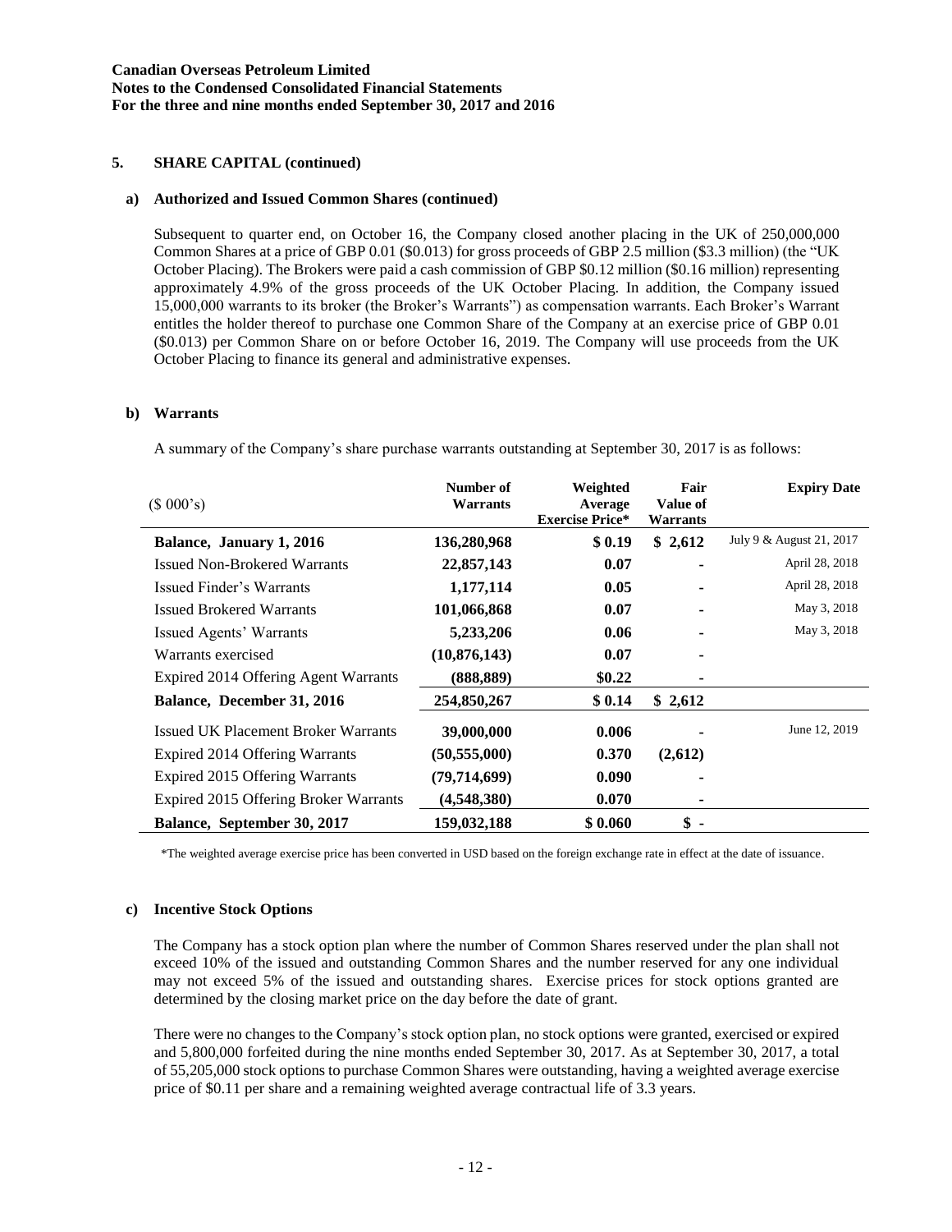## 5. SHARE CAPITAL (continued)

### a) Authorized and Issued Common Shares (continued)

Subsequent to quarter end, on October 16, the Company closed another placing in the UK of 250,000,000 Common Shares at a price of GBP 0.01 ($0.013) for gross proceeds of GBP 2.5 million ($3.3 million) (the "UK October Placing). The Brokers were paid a cash commission of GBP $0.12 million ($0.16 million) representing approximately 4.9% of the gross proceeds of the UK October Placing. In addition, the Company issued 15,000,000 warrants to its broker (the Broker's Warrants") as compensation warrants. Each Broker's Warrant entitles the holder thereof to purchase one Common Share of the Company at an exercise price of GBP 0.01 ($0.013) per Common Share on or before October 16, 2019. The Company will use proceeds from the UK October Placing to finance its general and administrative expenses.

### b) Warrants

A summary of the Company's share purchase warrants outstanding at September 30, 2017 is as follows:

| ($ 000's) | Number of Warrants | Weighted Average Exercise Price* | Fair Value of Warrants | Expiry Date |
|---|---|---|---|---|
| **Balance, January 1, 2016** | **136,280,968** | **$ 0.19** | **$ 2,612** | July 9 & August 21, 2017 |
| Issued Non-Brokered Warrants | **22,857,143** | **0.07** | **-** | April 28, 2018 |
| Issued Finder's Warrants | **1,177,114** | **0.05** | **-** | April 28, 2018 |
| Issued Brokered Warrants | **101,066,868** | **0.07** | **-** | May 3, 2018 |
| Issued Agents' Warrants | **5,233,206** | **0.06** | **-** | May 3, 2018 |
| Warrants exercised | **(10,876,143)** | **0.07** | **-** | |
| Expired 2014 Offering Agent Warrants | **(888,889)** | **$0.22** | **-** | |
| **Balance, December 31, 2016** | **254,850,267** | **$ 0.14** | **$ 2,612** | |
| Issued UK Placement Broker Warrants | **39,000,000** | **0.006** | **-** | June 12, 2019 |
| Expired 2014 Offering Warrants | **(50,555,000)** | **0.370** | **(2,612)** | |
| Expired 2015 Offering Warrants | **(79,714,699)** | **0.090** | **-** | |
| Expired 2015 Offering Broker Warrants | **(4,548,380)** | **0.070** | **-** | |
| **Balance, September 30, 2017** | **159,032,188** | **$ 0.060** | **$ -** | |

*The weighted average exercise price has been converted in USD based on the foreign exchange rate in effect at the date of issuance.

### c) Incentive Stock Options

The Company has a stock option plan where the number of Common Shares reserved under the plan shall not exceed 10% of the issued and outstanding Common Shares and the number reserved for any one individual may not exceed 5% of the issued and outstanding shares. Exercise prices for stock options granted are determined by the closing market price on the day before the date of grant.

There were no changes to the Company's stock option plan, no stock options were granted, exercised or expired and 5,800,000 forfeited during the nine months ended September 30, 2017. As at September 30, 2017, a total of 55,205,000 stock options to purchase Common Shares were outstanding, having a weighted average exercise price of $0.11 per share and a remaining weighted average contractual life of 3.3 years.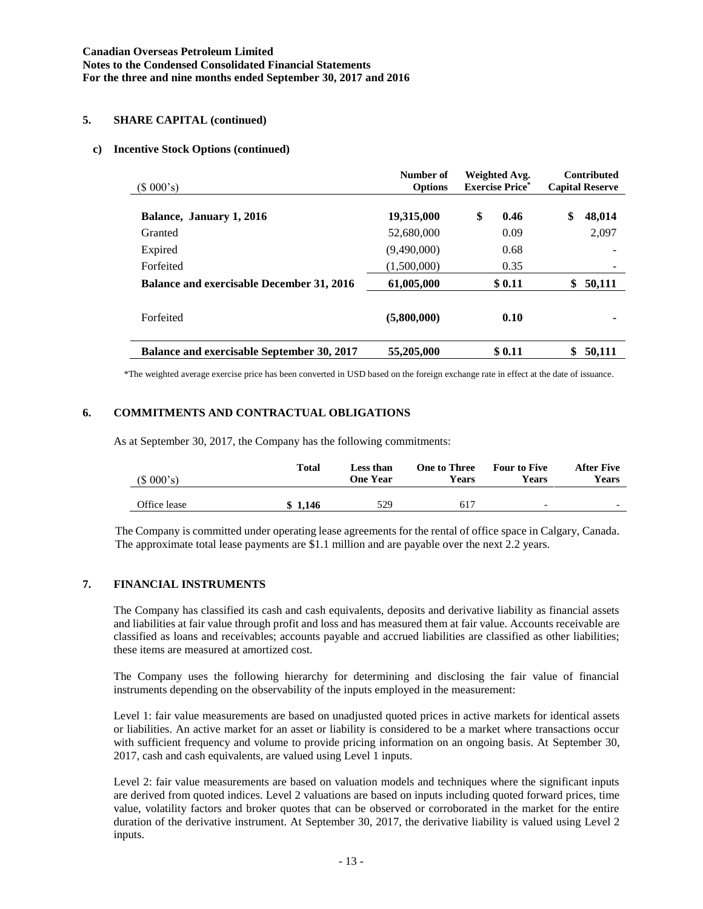## 5. SHARE CAPITAL (continued)

### c) Incentive Stock Options (continued)

| ($ 000's) | Number of Options | Weighted Avg. Exercise Price* | Contributed Capital Reserve |
|---|---|---|---|
| **Balance, January 1, 2016** | **19,315,000** | **$ 0.46** | **$ 48,014** |
| Granted | 52,680,000 | 0.09 | 2,097 |
| Expired | (9,490,000) | 0.68 | - |
| Forfeited | (1,500,000) | 0.35 | - |
| **Balance and exercisable December 31, 2016** | **61,005,000** | **$ 0.11** | **$ 50,111** |
| Forfeited | **(5,800,000)** | **0.10** | **-** |
| **Balance and exercisable September 30, 2017** | **55,205,000** | **$ 0.11** | **$ 50,111** |

*The weighted average exercise price has been converted in USD based on the foreign exchange rate in effect at the date of issuance.

## 6. COMMITMENTS AND CONTRACTUAL OBLIGATIONS

As at September 30, 2017, the Company has the following commitments:

| ($ 000's) | Total | Less than One Year | One to Three Years | Four to Five Years | After Five Years |
|---|---|---|---|---|---|
| Office lease | **$ 1,146** | 529 | 617 | - | - |

The Company is committed under operating lease agreements for the rental of office space in Calgary, Canada. The approximate total lease payments are $1.1 million and are payable over the next 2.2 years.

## 7. FINANCIAL INSTRUMENTS

The Company has classified its cash and cash equivalents, deposits and derivative liability as financial assets and liabilities at fair value through profit and loss and has measured them at fair value. Accounts receivable are classified as loans and receivables; accounts payable and accrued liabilities are classified as other liabilities; these items are measured at amortized cost.

The Company uses the following hierarchy for determining and disclosing the fair value of financial instruments depending on the observability of the inputs employed in the measurement:

Level 1: fair value measurements are based on unadjusted quoted prices in active markets for identical assets or liabilities. An active market for an asset or liability is considered to be a market where transactions occur with sufficient frequency and volume to provide pricing information on an ongoing basis. At September 30, 2017, cash and cash equivalents, are valued using Level 1 inputs.

Level 2: fair value measurements are based on valuation models and techniques where the significant inputs are derived from quoted indices. Level 2 valuations are based on inputs including quoted forward prices, time value, volatility factors and broker quotes that can be observed or corroborated in the market for the entire duration of the derivative instrument. At September 30, 2017, the derivative liability is valued using Level 2 inputs.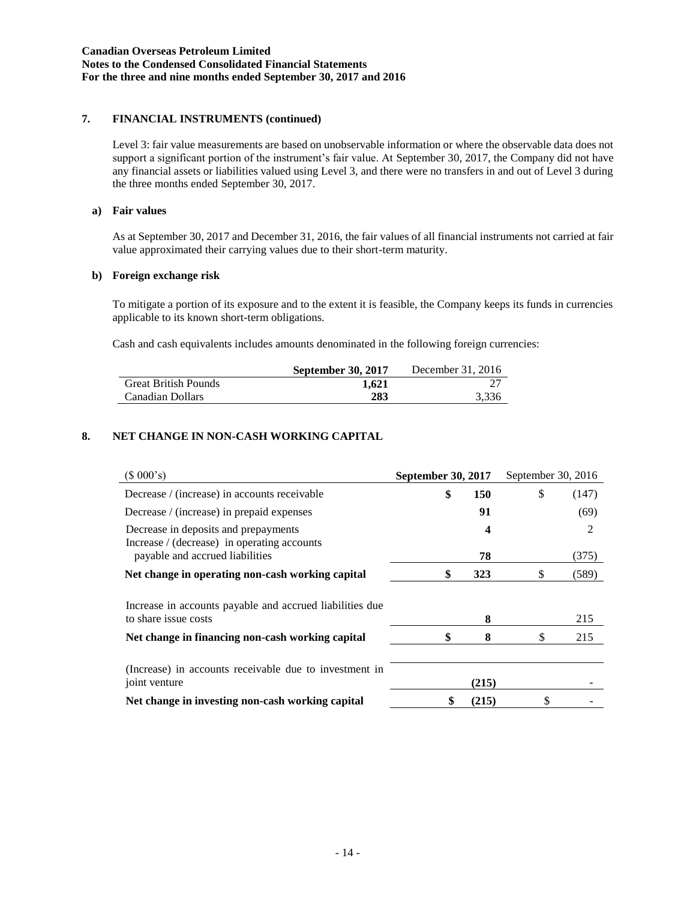## 7. FINANCIAL INSTRUMENTS (continued)

Level 3: fair value measurements are based on unobservable information or where the observable data does not support a significant portion of the instrument's fair value. At September 30, 2017, the Company did not have any financial assets or liabilities valued using Level 3, and there were no transfers in and out of Level 3 during the three months ended September 30, 2017.

### a) Fair values

As at September 30, 2017 and December 31, 2016, the fair values of all financial instruments not carried at fair value approximated their carrying values due to their short-term maturity.

### b) Foreign exchange risk

To mitigate a portion of its exposure and to the extent it is feasible, the Company keeps its funds in currencies applicable to its known short-term obligations.

Cash and cash equivalents includes amounts denominated in the following foreign currencies:

| | **September 30, 2017** | December 31, 2016 |
|---|---|---|
| Great British Pounds | **1,621** | 27 |
| Canadian Dollars | **283** | 3,336 |

## 8. NET CHANGE IN NON-CASH WORKING CAPITAL

| ($ 000's) | **September 30, 2017** | September 30, 2016 |
|---|---|---|
| Decrease / (increase) in accounts receivable | **$ 150** | $ (147) |
| Decrease / (increase) in prepaid expenses | **91** | (69) |
| Decrease in deposits and prepayments | **4** | 2 |
| Increase / (decrease) in operating accounts payable and accrued liabilities | **78** | (375) |
| **Net change in operating non-cash working capital** | **$ 323** | $ (589) |
| Increase in accounts payable and accrued liabilities due to share issue costs | **8** | 215 |
| **Net change in financing non-cash working capital** | **$ 8** | $ 215 |
| (Increase) in accounts receivable due to investment in joint venture | **(215)** | - |
| **Net change in investing non-cash working capital** | **$ (215)** | $ - |